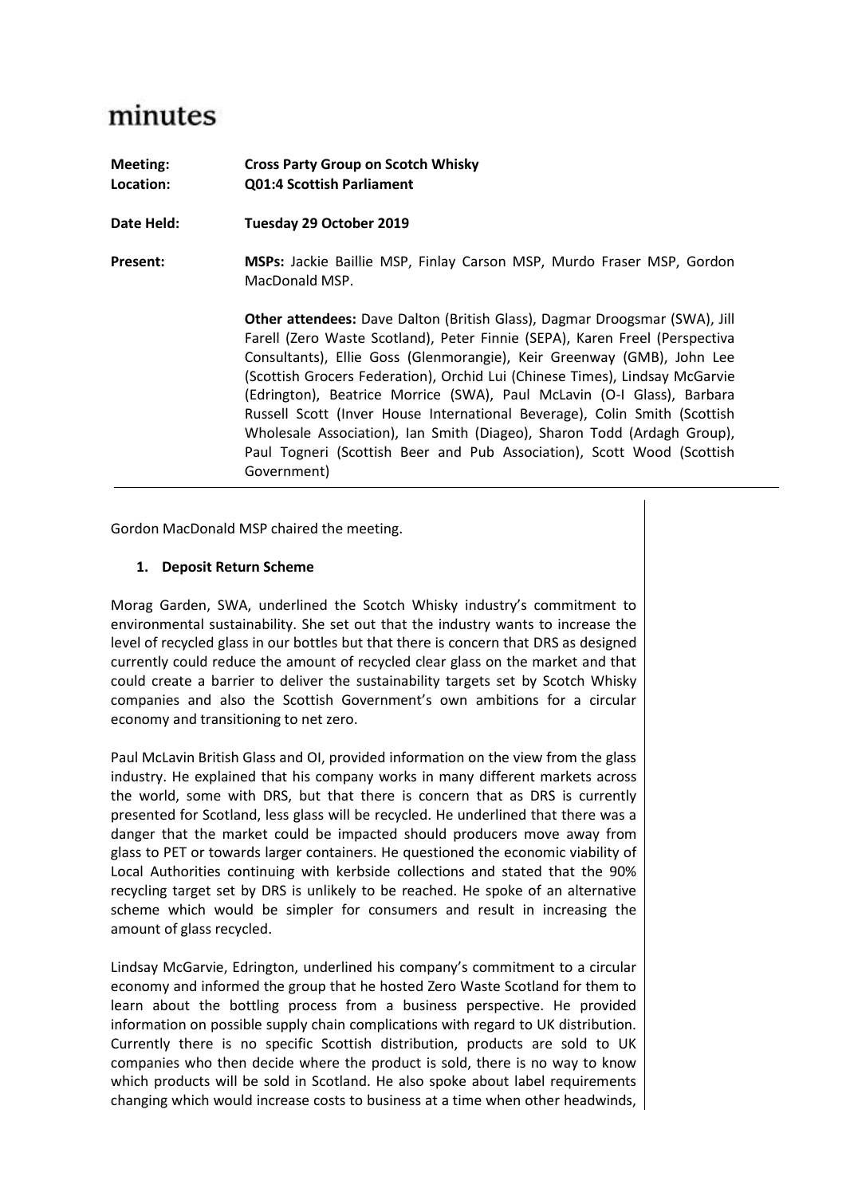# minutes

| | |
|---|---|
| **Meeting:** | **Cross Party Group on Scotch Whisky** |
| **Location:** | **Q01:4 Scottish Parliament** |
| **Date Held:** | **Tuesday 29 October 2019** |
| **Present:** | **MSPs:** Jackie Baillie MSP, Finlay Carson MSP, Murdo Fraser MSP, Gordon MacDonald MSP.<br><br>**Other attendees:** Dave Dalton (British Glass), Dagmar Droogsmar (SWA), Jill Farell (Zero Waste Scotland), Peter Finnie (SEPA), Karen Freel (Perspectiva Consultants), Ellie Goss (Glenmorangie), Keir Greenway (GMB), John Lee (Scottish Grocers Federation), Orchid Lui (Chinese Times), Lindsay McGarvie (Edrington), Beatrice Morrice (SWA), Paul McLavin (O-I Glass), Barbara Russell Scott (Inver House International Beverage), Colin Smith (Scottish Wholesale Association), Ian Smith (Diageo), Sharon Todd (Ardagh Group), Paul Togneri (Scottish Beer and Pub Association), Scott Wood (Scottish Government) |

Gordon MacDonald MSP chaired the meeting.

1. **Deposit Return Scheme**

Morag Garden, SWA, underlined the Scotch Whisky industry's commitment to environmental sustainability. She set out that the industry wants to increase the level of recycled glass in our bottles but that there is concern that DRS as designed currently could reduce the amount of recycled clear glass on the market and that could create a barrier to deliver the sustainability targets set by Scotch Whisky companies and also the Scottish Government's own ambitions for a circular economy and transitioning to net zero.

Paul McLavin British Glass and OI, provided information on the view from the glass industry. He explained that his company works in many different markets across the world, some with DRS, but that there is concern that as DRS is currently presented for Scotland, less glass will be recycled. He underlined that there was a danger that the market could be impacted should producers move away from glass to PET or towards larger containers. He questioned the economic viability of Local Authorities continuing with kerbside collections and stated that the 90% recycling target set by DRS is unlikely to be reached. He spoke of an alternative scheme which would be simpler for consumers and result in increasing the amount of glass recycled.

Lindsay McGarvie, Edrington, underlined his company's commitment to a circular economy and informed the group that he hosted Zero Waste Scotland for them to learn about the bottling process from a business perspective. He provided information on possible supply chain complications with regard to UK distribution. Currently there is no specific Scottish distribution, products are sold to UK companies who then decide where the product is sold, there is no way to know which products will be sold in Scotland. He also spoke about label requirements changing which would increase costs to business at a time when other headwinds,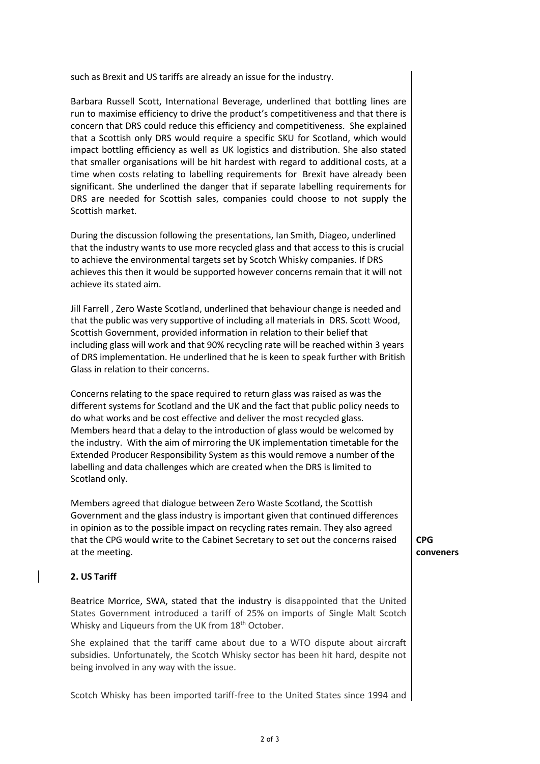such as Brexit and US tariffs are already an issue for the industry.

Barbara Russell Scott, International Beverage, underlined that bottling lines are run to maximise efficiency to drive the product's competitiveness and that there is concern that DRS could reduce this efficiency and competitiveness. She explained that a Scottish only DRS would require a specific SKU for Scotland, which would impact bottling efficiency as well as UK logistics and distribution. She also stated that smaller organisations will be hit hardest with regard to additional costs, at a time when costs relating to labelling requirements for Brexit have already been significant. She underlined the danger that if separate labelling requirements for DRS are needed for Scottish sales, companies could choose to not supply the Scottish market.

During the discussion following the presentations, Ian Smith, Diageo, underlined that the industry wants to use more recycled glass and that access to this is crucial to achieve the environmental targets set by Scotch Whisky companies. If DRS achieves this then it would be supported however concerns remain that it will not achieve its stated aim.

Jill Farrell , Zero Waste Scotland, underlined that behaviour change is needed and that the public was very supportive of including all materials in DRS. Scott Wood, Scottish Government, provided information in relation to their belief that including glass will work and that 90% recycling rate will be reached within 3 years of DRS implementation. He underlined that he is keen to speak further with British Glass in relation to their concerns.

Concerns relating to the space required to return glass was raised as was the different systems for Scotland and the UK and the fact that public policy needs to do what works and be cost effective and deliver the most recycled glass. Members heard that a delay to the introduction of glass would be welcomed by the industry. With the aim of mirroring the UK implementation timetable for the Extended Producer Responsibility System as this would remove a number of the labelling and data challenges which are created when the DRS is limited to Scotland only.

Members agreed that dialogue between Zero Waste Scotland, the Scottish Government and the glass industry is important given that continued differences in opinion as to the possible impact on recycling rates remain. They also agreed that the CPG would write to the Cabinet Secretary to set out the concerns raised at the meeting.

**CPG conveners**

**2. US Tariff**

Beatrice Morrice, SWA, stated that the industry is disappointed that the United States Government introduced a tariff of 25% on imports of Single Malt Scotch Whisky and Liqueurs from the UK from 18th October.

She explained that the tariff came about due to a WTO dispute about aircraft subsidies. Unfortunately, the Scotch Whisky sector has been hit hard, despite not being involved in any way with the issue.

Scotch Whisky has been imported tariff-free to the United States since 1994 and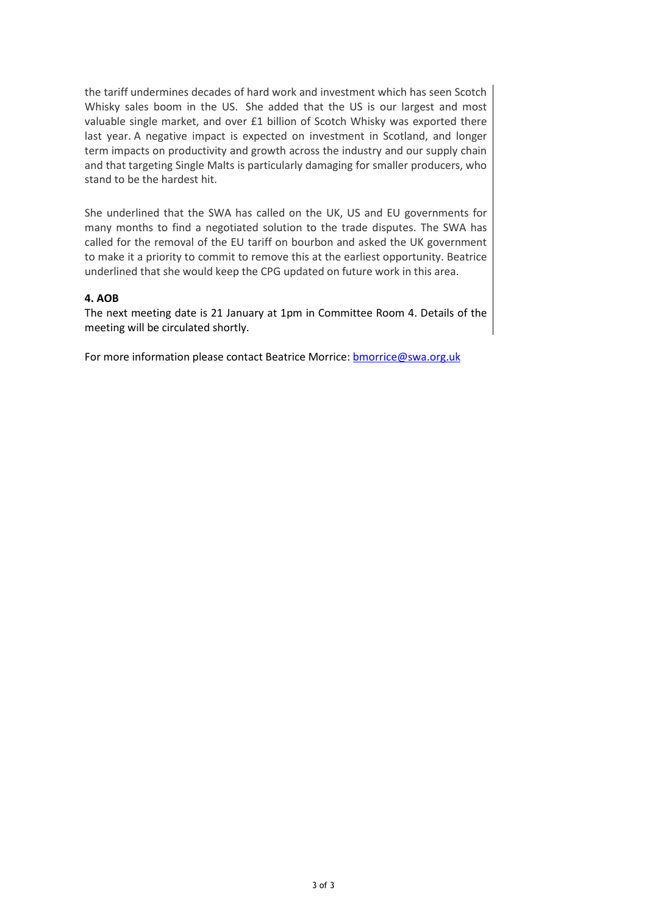the tariff undermines decades of hard work and investment which has seen Scotch Whisky sales boom in the US. She added that the US is our largest and most valuable single market, and over £1 billion of Scotch Whisky was exported there last year. A negative impact is expected on investment in Scotland, and longer term impacts on productivity and growth across the industry and our supply chain and that targeting Single Malts is particularly damaging for smaller producers, who stand to be the hardest hit.

She underlined that the SWA has called on the UK, US and EU governments for many months to find a negotiated solution to the trade disputes. The SWA has called for the removal of the EU tariff on bourbon and asked the UK government to make it a priority to commit to remove this at the earliest opportunity. Beatrice underlined that she would keep the CPG updated on future work in this area.

**4. AOB**

The next meeting date is 21 January at 1pm in Committee Room 4. Details of the meeting will be circulated shortly.

For more information please contact Beatrice Morrice: bmorrice@swa.org.uk